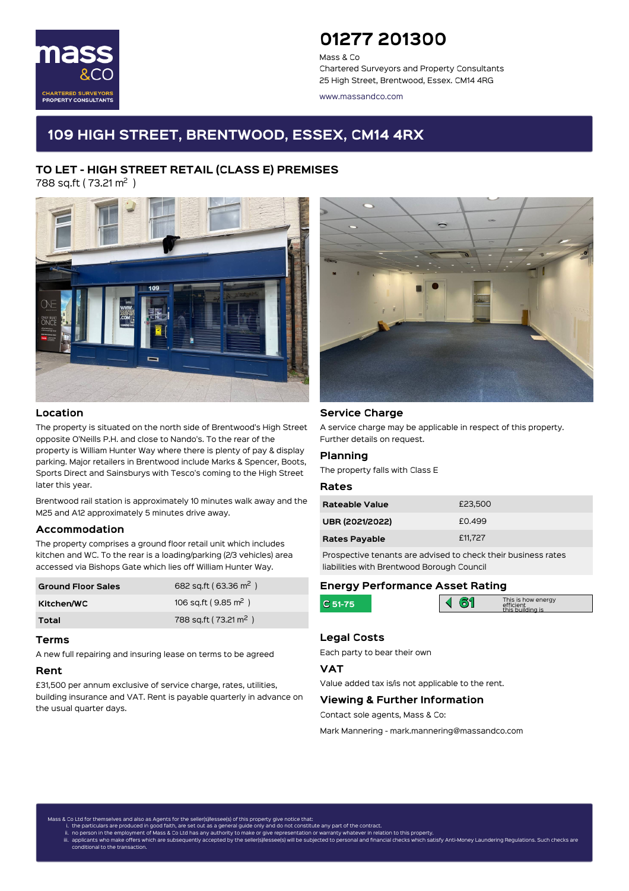mass &CO

CHARTERED SURVEYORS PROPERTY CONSULTANTS

# 01277 201300

Mass & Co
Chartered Surveyors and Property Consultants
25 High Street, Brentwood, Essex. CM14 4RG

www.massandco.com

# 109 HIGH STREET, BRENTWOOD, ESSEX, CM14 4RX

## TO LET - HIGH STREET RETAIL (CLASS E) PREMISES

788 sq.ft ( 73.21 m$^2$ )

### Location

The property is situated on the north side of Brentwood's High Street opposite O'Neills P.H. and close to Nando's. To the rear of the property is William Hunter Way where there is plenty of pay & display parking. Major retailers in Brentwood include Marks & Spencer, Boots, Sports Direct and Sainsburys with Tesco's coming to the High Street later this year.

Brentwood rail station is approximately 10 minutes walk away and the M25 and A12 approximately 5 minutes drive away.

### Accommodation

The property comprises a ground floor retail unit which includes kitchen and WC. To the rear is a loading/parking (2/3 vehicles) area accessed via Bishops Gate which lies off William Hunter Way.

| | |
|---|---|
| **Ground Floor Sales** | 682 sq.ft ( 63.36 m$^2$ ) |
| **Kitchen/WC** | 106 sq.ft ( 9.85 m$^2$ ) |
| **Total** | 788 sq.ft ( 73.21 m$^2$ ) |

### Terms

A new full repairing and insuring lease on terms to be agreed

### Rent

£31,500 per annum exclusive of service charge, rates, utilities, building insurance and VAT. Rent is payable quarterly in advance on the usual quarter days.

### Service Charge

A service charge may be applicable in respect of this property. Further details on request.

### Planning

The property falls with Class E

### Rates

| | |
|---|---|
| **Rateable Value** | £23,500 |
| **UBR (2021/2022)** | £0.499 |
| **Rates Payable** | £11,727 |

Prospective tenants are advised to check their business rates liabilities with Brentwood Borough Council

### Energy Performance Asset Rating

C 51-75 | 61 | This is how energy efficient this building is

### Legal Costs

Each party to bear their own

### VAT

Value added tax is/is not applicable to the rent.

### Viewing & Further Information

Contact sole agents, Mass & Co:

Mark Mannering - mark.mannering@massandco.com

Mass & Co Ltd for themselves and also as Agents for the seller(s)/lessee(s) of this property give notice that:

i. the particulars are produced in good faith, are set out as a general guide only and do not constitute any part of the contract.
ii. no person in the employment of Mass & Co Ltd has any authority to make or give representation or warranty whatever in relation to this property.
iii. applicants who make offers which are subsequently accepted by the seller(s)/lessee(s) will be subjected to personal and financial checks which satisfy Anti-Money Laundering Regulations. Such checks are conditional to the transaction.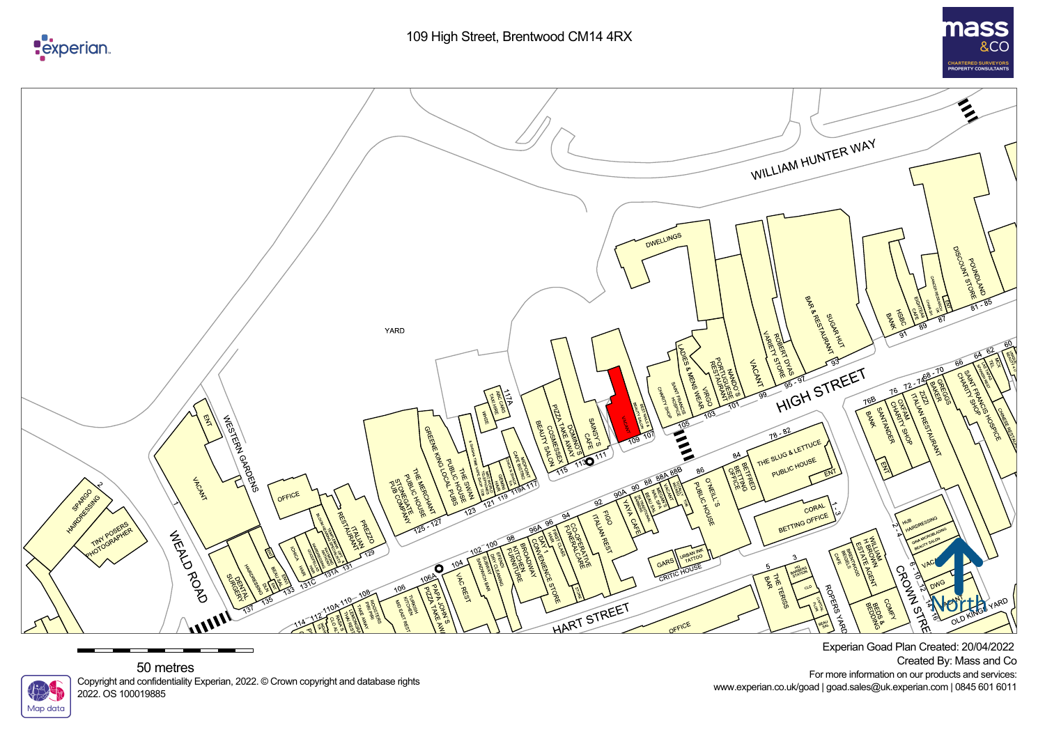# 109 High Street, Brentwood CM14 4RX

50 metres

Copyright and confidentiality Experian, 2022. © Crown copyright and database rights 2022. OS 100019885

Experian Goad Plan Created: 20/04/2022
Created By: Mass and Co
For more information on our products and services:
www.experian.co.uk/goad | goad.sales@uk.experian.com | 0845 601 6011